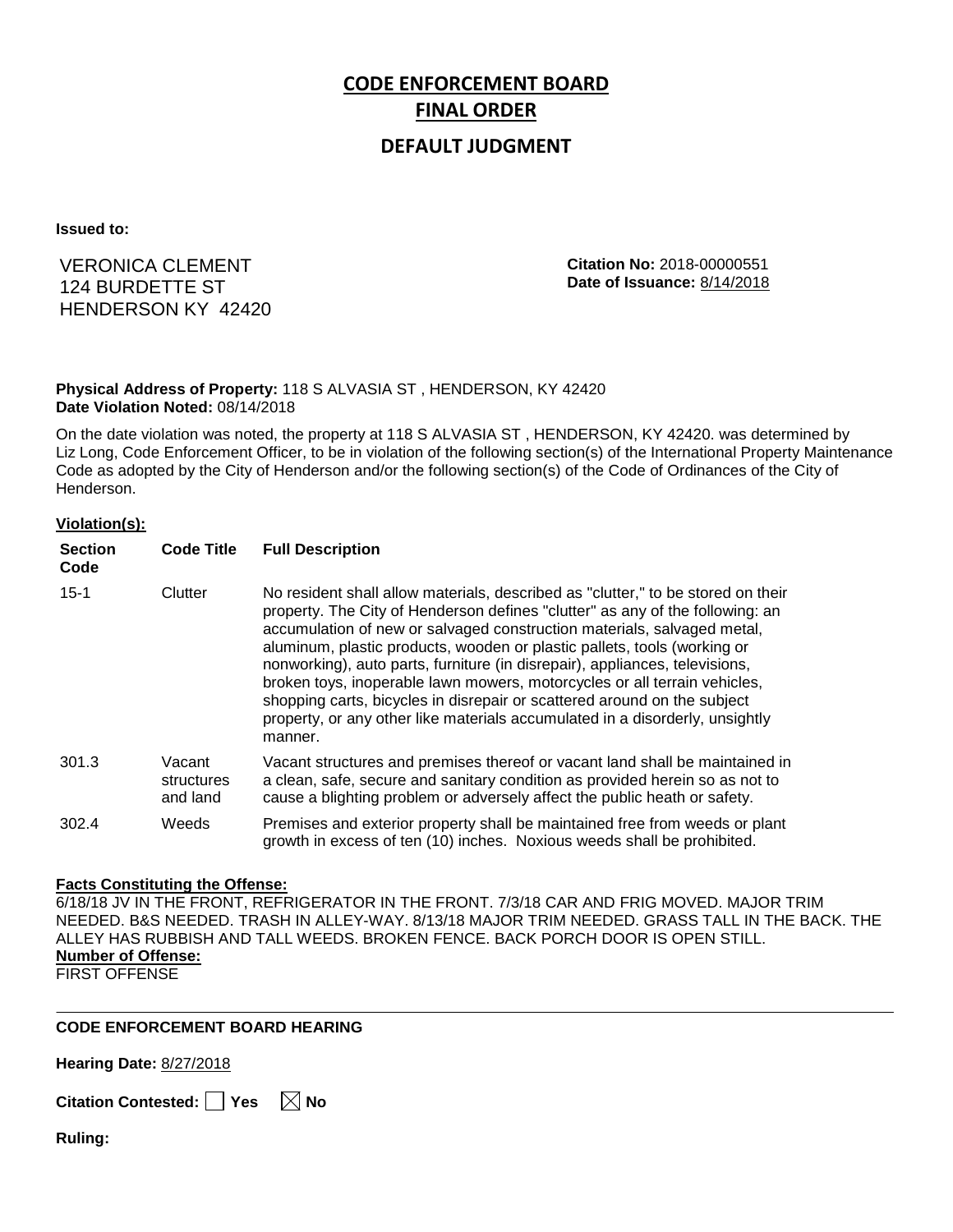# CODE ENFORCEMENT BOARD

# FINAL ORDER

## DEFAULT JUDGMENT

**Issued to:**

VERONICA CLEMENT
124 BURDETTE ST
HENDERSON KY 42420

**Citation No:** 2018-00000551
**Date of Issuance:** 8/14/2018

**Physical Address of Property:** 118 S ALVASIA ST , HENDERSON, KY 42420
**Date Violation Noted:** 08/14/2018

On the date violation was noted, the property at 118 S ALVASIA ST , HENDERSON, KY 42420. was determined by Liz Long, Code Enforcement Officer, to be in violation of the following section(s) of the International Property Maintenance Code as adopted by the City of Henderson and/or the following section(s) of the Code of Ordinances of the City of Henderson.

**Violation(s):**

| Section Code | Code Title | Full Description |
|---|---|---|
| 15-1 | Clutter | No resident shall allow materials, described as "clutter," to be stored on their property. The City of Henderson defines "clutter" as any of the following: an accumulation of new or salvaged construction materials, salvaged metal, aluminum, plastic products, wooden or plastic pallets, tools (working or nonworking), auto parts, furniture (in disrepair), appliances, televisions, broken toys, inoperable lawn mowers, motorcycles or all terrain vehicles, shopping carts, bicycles in disrepair or scattered around on the subject property, or any other like materials accumulated in a disorderly, unsightly manner. |
| 301.3 | Vacant structures and land | Vacant structures and premises thereof or vacant land shall be maintained in a clean, safe, secure and sanitary condition as provided herein so as not to cause a blighting problem or adversely affect the public heath or safety. |
| 302.4 | Weeds | Premises and exterior property shall be maintained free from weeds or plant growth in excess of ten (10) inches. Noxious weeds shall be prohibited. |

**Facts Constituting the Offense:**
6/18/18 JV IN THE FRONT, REFRIGERATOR IN THE FRONT. 7/3/18 CAR AND FRIG MOVED. MAJOR TRIM NEEDED. B&S NEEDED. TRASH IN ALLEY-WAY. 8/13/18 MAJOR TRIM NEEDED. GRASS TALL IN THE BACK. THE ALLEY HAS RUBBISH AND TALL WEEDS. BROKEN FENCE. BACK PORCH DOOR IS OPEN STILL.
**Number of Offense:**
FIRST OFFENSE

---

**CODE ENFORCEMENT BOARD HEARING**

**Hearing Date:** 8/27/2018

**Citation Contested:** ☐ Yes ☒ No

**Ruling:**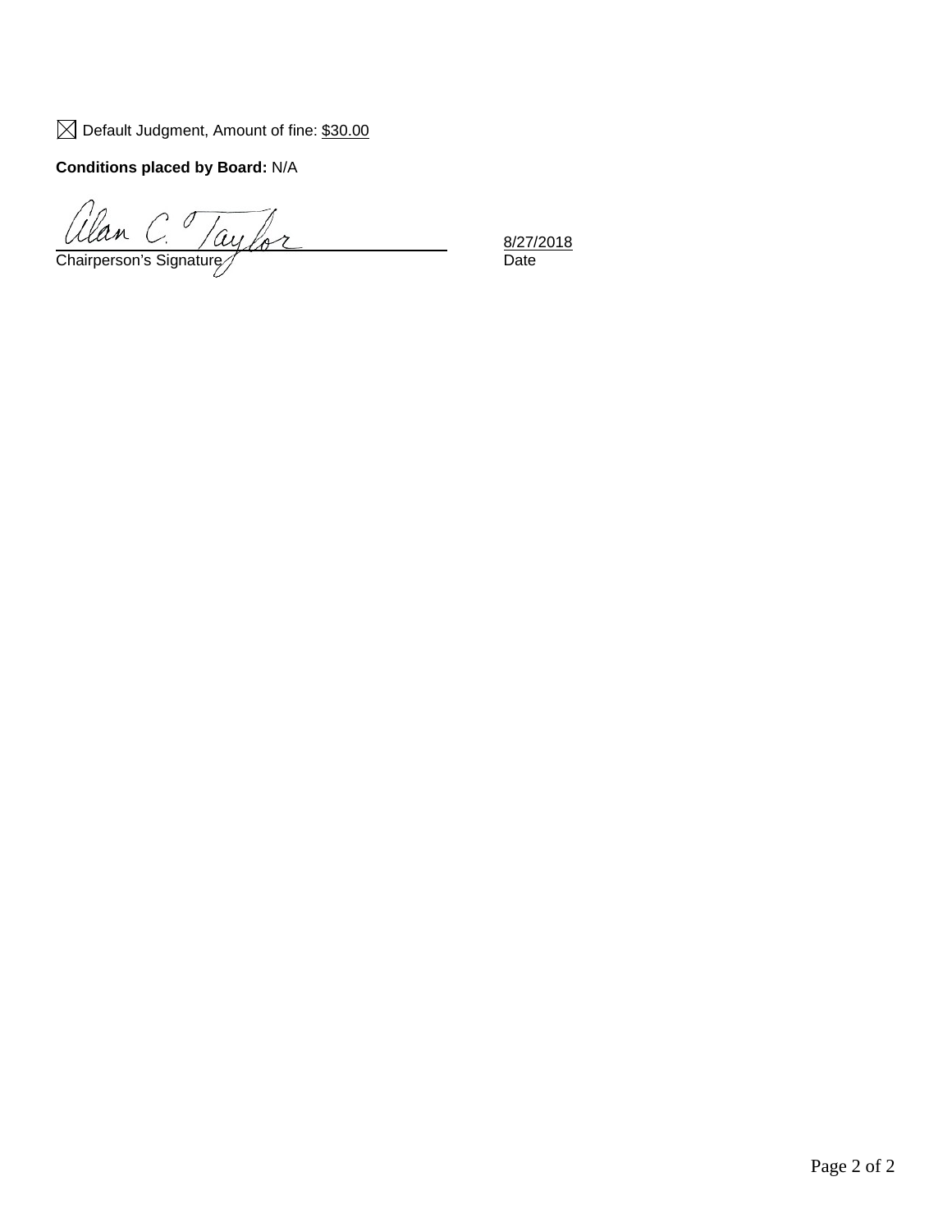☒ Default Judgment, Amount of fine: $30.00

**Conditions placed by Board:** N/A

Alan C. Taylor
Chairperson's Signature

8/27/2018
Date